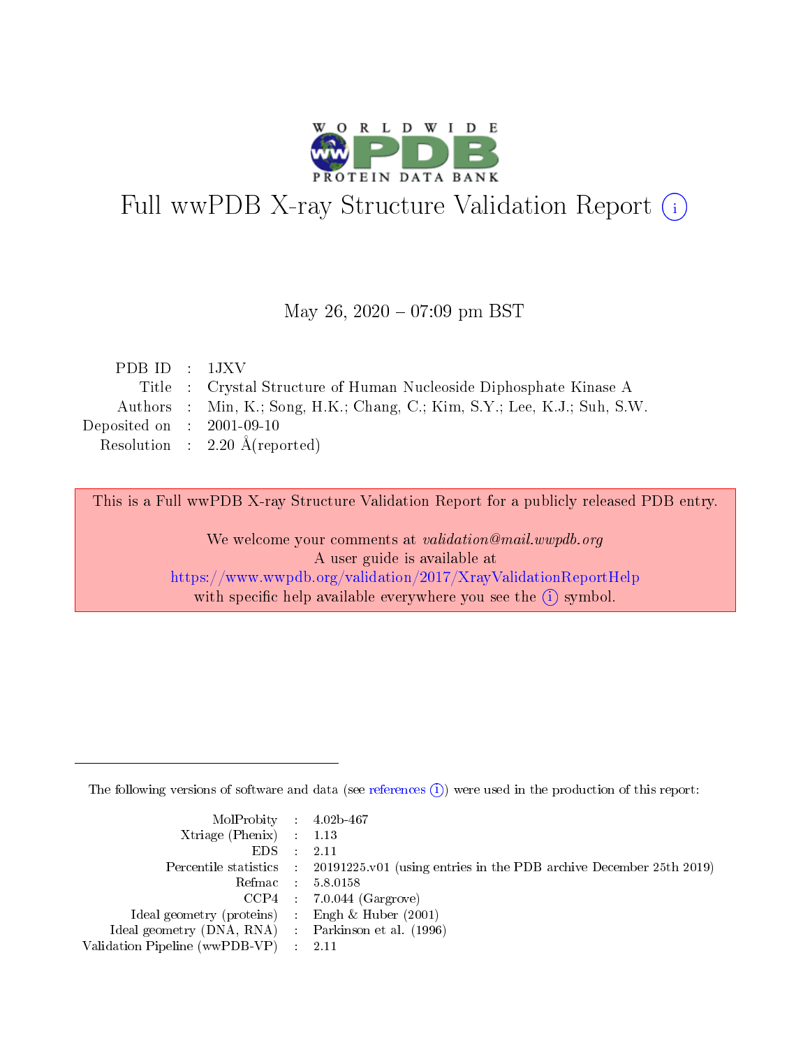# Full wwPDB X-ray Structure Validation Report ⓘ

May 26, 2020 – 07:09 pm BST

| | | |
|---|---|---|
| PDB ID | : | 1JXV |
| Title | : | Crystal Structure of Human Nucleoside Diphosphate Kinase A |
| Authors | : | Min, K.; Song, H.K.; Chang, C.; Kim, S.Y.; Lee, K.J.; Suh, S.W. |
| Deposited on | : | 2001-09-10 |
| Resolution | : | 2.20 Å(reported) |

This is a Full wwPDB X-ray Structure Validation Report for a publicly released PDB entry.

We welcome your comments at *validation@mail.wwpdb.org*
A user guide is available at
https://www.wwpdb.org/validation/2017/XrayValidationReportHelp
with specific help available everywhere you see the ⓘ symbol.

The following versions of software and data (see references ⓘ) were used in the production of this report:

| | | |
|---|---|---|
| MolProbity | : | 4.02b-467 |
| Xtriage (Phenix) | : | 1.13 |
| EDS | : | 2.11 |
| Percentile statistics | : | 20191225.v01 (using entries in the PDB archive December 25th 2019) |
| Refmac | : | 5.8.0158 |
| CCP4 | : | 7.0.044 (Gargrove) |
| Ideal geometry (proteins) | : | Engh & Huber (2001) |
| Ideal geometry (DNA, RNA) | : | Parkinson et al. (1996) |
| Validation Pipeline (wwPDB-VP) | : | 2.11 |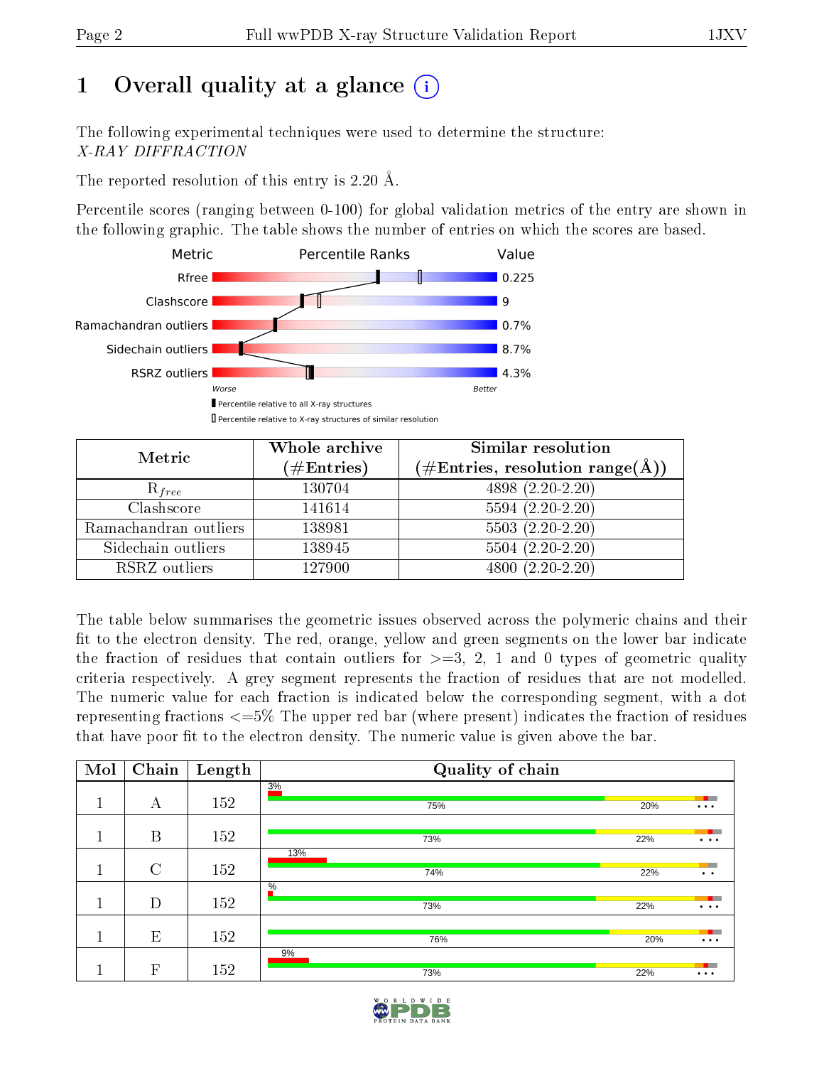# 1 Overall quality at a glance (i)

The following experimental techniques were used to determine the structure:
*X-RAY DIFFRACTION*

The reported resolution of this entry is 2.20 Å.

Percentile scores (ranging between 0-100) for global validation metrics of the entry are shown in the following graphic. The table shows the number of entries on which the scores are based.

| Metric | Value |
|---|---|
| Rfree | 0.225 |
| Clashscore | 9 |
| Ramachandran outliers | 0.7% |
| Sidechain outliers | 8.7% |
| RSRZ outliers | 4.3% |

Worse — Better

▮ Percentile relative to all X-ray structures
▯ Percentile relative to X-ray structures of similar resolution

| Metric | Whole archive (#Entries) | Similar resolution (#Entries, resolution range(Å)) |
|---|---|---|
| $R_{free}$ | 130704 | 4898 (2.20-2.20) |
| Clashscore | 141614 | 5594 (2.20-2.20) |
| Ramachandran outliers | 138981 | 5503 (2.20-2.20) |
| Sidechain outliers | 138945 | 5504 (2.20-2.20) |
| RSRZ outliers | 127900 | 4800 (2.20-2.20) |

The table below summarises the geometric issues observed across the polymeric chains and their fit to the electron density. The red, orange, yellow and green segments on the lower bar indicate the fraction of residues that contain outliers for >=3, 2, 1 and 0 types of geometric quality criteria respectively. A grey segment represents the fraction of residues that are not modelled. The numeric value for each fraction is indicated below the corresponding segment, with a dot representing fractions <=5% The upper red bar (where present) indicates the fraction of residues that have poor fit to the electron density. The numeric value is given above the bar.

| Mol | Chain | Length | Quality of chain |
|---|---|---|---|
| 1 | A | 152 | 3% / 75% / 20% / • • • |
| 1 | B | 152 | 73% / 22% / • • • |
| 1 | C | 152 | 13% / 74% / 22% / • • |
| 1 | D | 152 | % / 73% / 22% / • • • |
| 1 | E | 152 | 76% / 20% / • • • |
| 1 | F | 152 | 9% / 73% / 22% / • • • |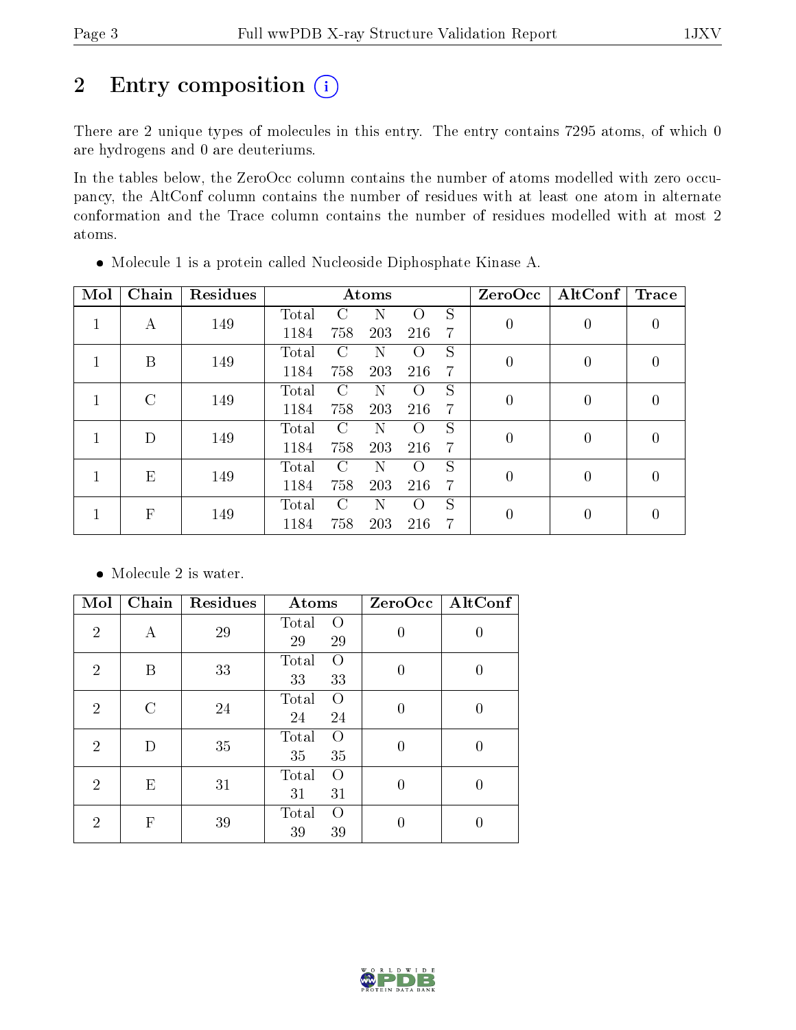# 2 Entry composition (i)

There are 2 unique types of molecules in this entry. The entry contains 7295 atoms, of which 0 are hydrogens and 0 are deuteriums.

In the tables below, the ZeroOcc column contains the number of atoms modelled with zero occupancy, the AltConf column contains the number of residues with at least one atom in alternate conformation and the Trace column contains the number of residues modelled with at most 2 atoms.

- Molecule 1 is a protein called Nucleoside Diphosphate Kinase A.

| Mol | Chain | Residues | Atoms | | | | | ZeroOcc | AltConf | Trace |
|---|---|---|---|---|---|---|---|---|---|---|
| 1 | A | 149 | Total<br>1184 | C<br>758 | N<br>203 | O<br>216 | S<br>7 | 0 | 0 | 0 |
| 1 | B | 149 | Total<br>1184 | C<br>758 | N<br>203 | O<br>216 | S<br>7 | 0 | 0 | 0 |
| 1 | C | 149 | Total<br>1184 | C<br>758 | N<br>203 | O<br>216 | S<br>7 | 0 | 0 | 0 |
| 1 | D | 149 | Total<br>1184 | C<br>758 | N<br>203 | O<br>216 | S<br>7 | 0 | 0 | 0 |
| 1 | E | 149 | Total<br>1184 | C<br>758 | N<br>203 | O<br>216 | S<br>7 | 0 | 0 | 0 |
| 1 | F | 149 | Total<br>1184 | C<br>758 | N<br>203 | O<br>216 | S<br>7 | 0 | 0 | 0 |

- Molecule 2 is water.

| Mol | Chain | Residues | Atoms | | ZeroOcc | AltConf |
|---|---|---|---|---|---|---|
| 2 | A | 29 | Total<br>29 | O<br>29 | 0 | 0 |
| 2 | B | 33 | Total<br>33 | O<br>33 | 0 | 0 |
| 2 | C | 24 | Total<br>24 | O<br>24 | 0 | 0 |
| 2 | D | 35 | Total<br>35 | O<br>35 | 0 | 0 |
| 2 | E | 31 | Total<br>31 | O<br>31 | 0 | 0 |
| 2 | F | 39 | Total<br>39 | O<br>39 | 0 | 0 |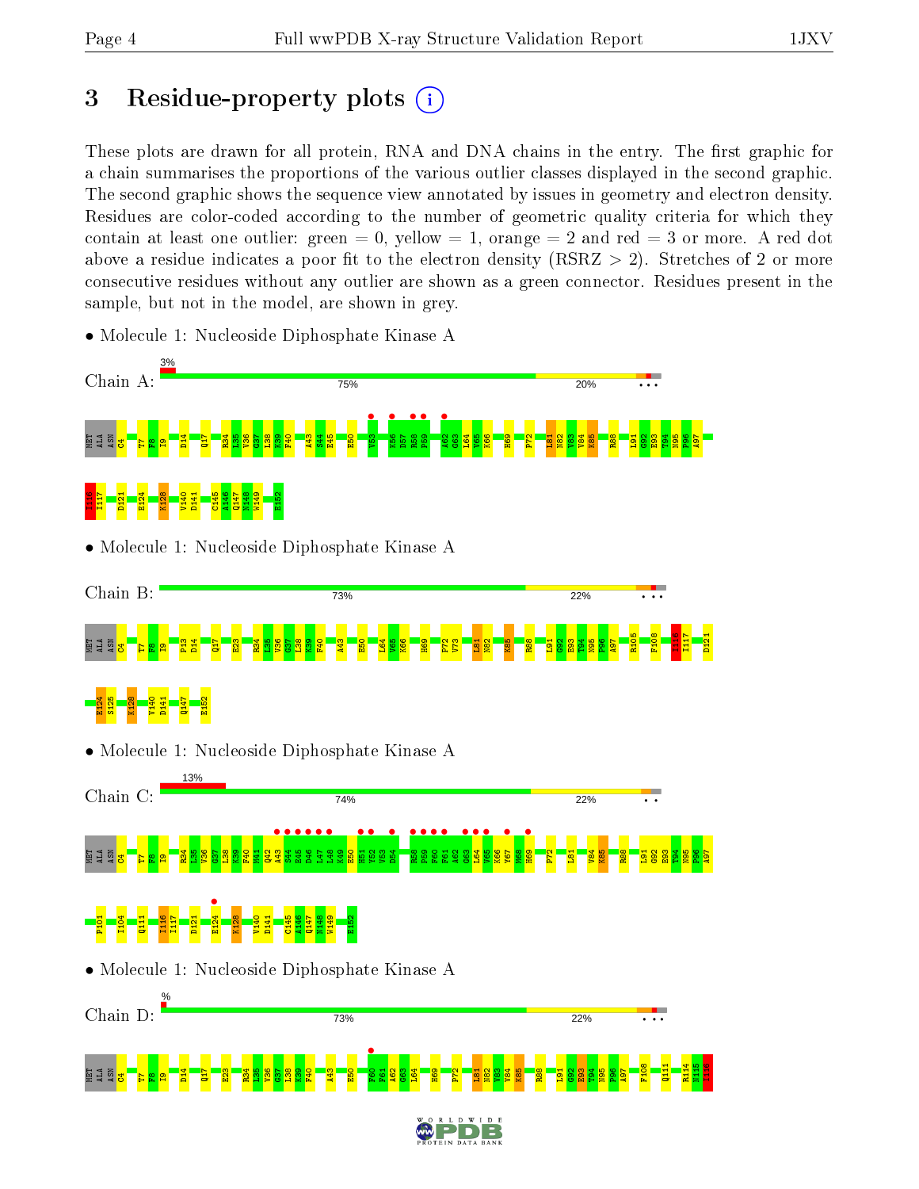# 3 Residue-property plots

These plots are drawn for all protein, RNA and DNA chains in the entry. The first graphic for a chain summarises the proportions of the various outlier classes displayed in the second graphic. The second graphic shows the sequence view annotated by issues in geometry and electron density. Residues are color-coded according to the number of geometric quality criteria for which they contain at least one outlier: green = 0, yellow = 1, orange = 2 and red = 3 or more. A red dot above a residue indicates a poor fit to the electron density (RSRZ > 2). Stretches of 2 or more consecutive residues without any outlier are shown as a green connector. Residues present in the sample, but not in the model, are shown in grey.

- Molecule 1: Nucleoside Diphosphate Kinase A

Chain A: 3% | 75% | 20%

MET ALA ASN C4 T7 F8 I9 D14 Q17 R34 L35 V36 G37 L38 K39 F40 A43 S44 E45 E50 V53 K56 D57 R58 P59 A62 G63 L64 V65 K66 H69 P72 L81 N82 V83 V84 K85 R88 L91 G92 E93 T94 N95 P96 A97 I116 I117 D121 E124 K128 V140 D141 C145 A146 Q147 N148 W149 E152

- Molecule 1: Nucleoside Diphosphate Kinase A

Chain B: 73% | 22%

MET ALA ASN C4 T7 F8 I9 P13 D14 Q17 E23 R34 L35 V36 G37 L38 K39 F40 A43 E50 L64 V65 K66 H69 P72 V73 L81 N82 K85 R88 L91 G92 E93 T94 N95 P96 A97 R105 F108 I116 I117 D121 E124 S125 K128 V140 D141 Q147 E152

- Molecule 1: Nucleoside Diphosphate Kinase A

Chain C: 13% | 74% | 22%

MET ALA ASN C4 T7 F8 I9 R34 L35 V36 G37 L38 K39 F40 M41 Q42 A43 S44 H45 D46 L47 L48 K49 E50 H51 Y52 V53 D54 R58 P59 F60 F61 A62 G63 L64 V65 K66 Y67 M68 H69 P72 L81 V84 K85 R88 L91 G92 E93 T94 N95 P96 A97 P101 I104 Q111 I116 I117 D121 E124 K128 V140 D141 C145 A146 Q147 N148 W149 E152

- Molecule 1: Nucleoside Diphosphate Kinase A

Chain D: % | 73% | 22%

MET ALA ASN C4 T7 F8 I9 D14 Q17 E23 R34 L35 V36 G37 L38 K39 F40 A43 E50 F60 F61 A62 G63 L64 H69 P72 L81 N82 V83 V84 K85 R88 L91 G92 E93 T94 N95 P96 A97 F108 Q111 R114 N115 I116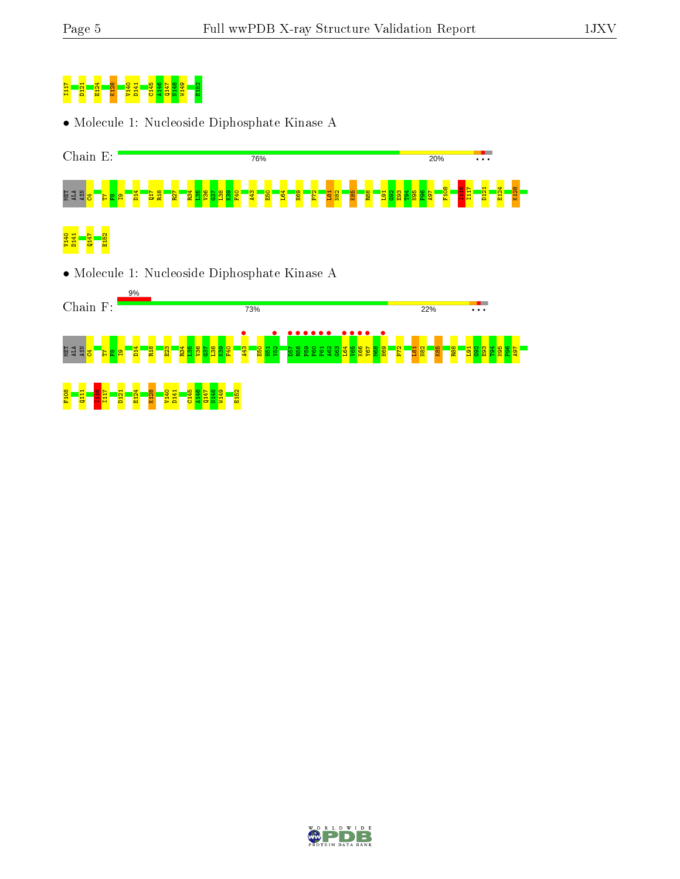I117 D121 E124 K128 V140 D141 C145 A146 Q147 N148 W149 E152

• Molecule 1: Nucleoside Diphosphate Kinase A

Chain E: 76% 20% • • •

MET ALA ASN C4 T7 F8 I9 D14 Q17 R18 R27 R34 L35 V36 G37 L38 K39 F40 A43 H50 L64 H69 P72 L81 N82 K85 R88 L91 G92 E93 T94 N95 P96 A97 F108 I116 I117 D121 E124 K128

V140 D141 Q147 E152

• Molecule 1: Nucleoside Diphosphate Kinase A

Chain F: 9% 73% 22% • • •

MET ALA ASN C4 T7 F8 I9 D14 R18 E23 R34 L35 V36 G37 L38 K39 F40 A43 H50 H51 Y52 D57 R58 P59 F60 F61 A62 G63 L64 V65 K66 Y67 M68 H69 P72 L81 N82 K85 R88 L91 G92 E93 T94 N95 P96 A97

F108 Q111 I116 I117 D121 E124 K128 V140 D141 C145 A146 Q147 N148 W149 E152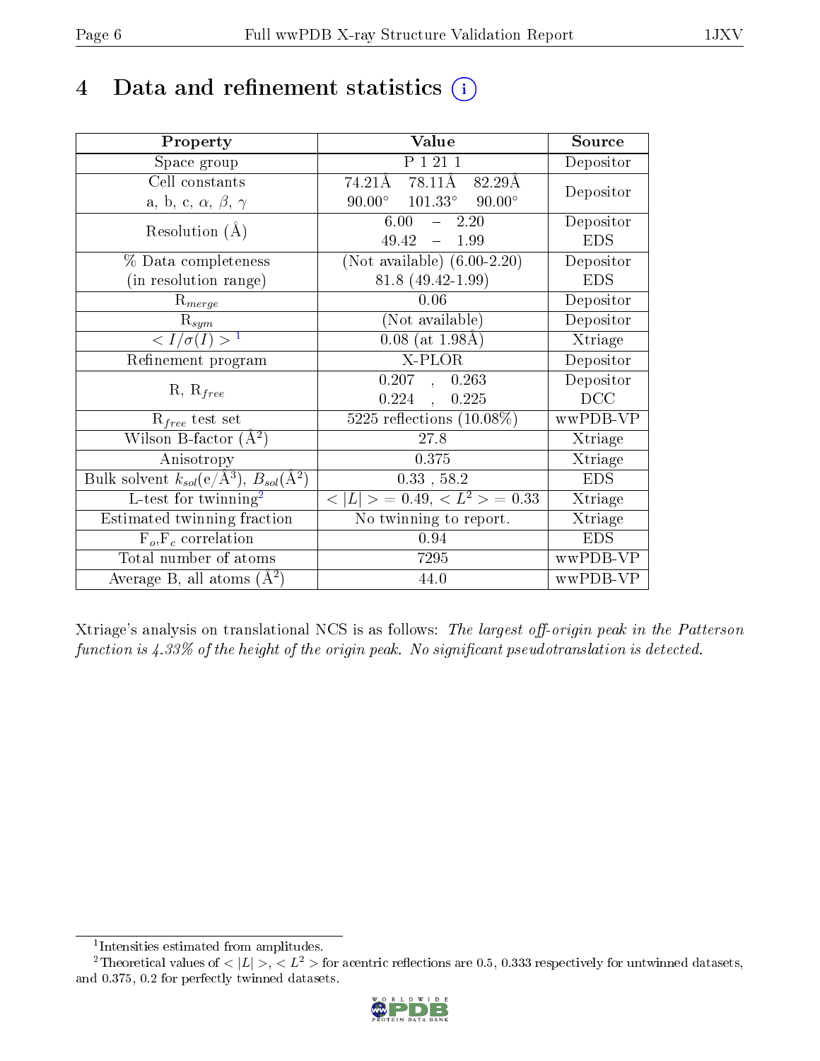# 4 Data and refinement statistics (i)

| Property | Value | Source |
|---|---|---|
| Space group | P 1 21 1 | Depositor |
| Cell constants<br>a, b, c, $\alpha$, $\beta$, $\gamma$ | 74.21Å 78.11Å 82.29Å<br>90.00° 101.33° 90.00° | Depositor |
| Resolution (Å) | 6.00 – 2.20<br>49.42 – 1.99 | Depositor<br>EDS |
| % Data completeness<br>(in resolution range) | (Not available) (6.00-2.20)<br>81.8 (49.42-1.99) | Depositor<br>EDS |
| $R_{merge}$ | 0.06 | Depositor |
| $R_{sym}$ | (Not available) | Depositor |
| $< I/\sigma(I) >$ [1] | 0.08 (at 1.98Å) | Xtriage |
| Refinement program | X-PLOR | Depositor |
| R, $R_{free}$ | 0.207 , 0.263<br>0.224 , 0.225 | Depositor<br>DCC |
| $R_{free}$ test set | 5225 reflections (10.08%) | wwPDB-VP |
| Wilson B-factor (Å$^2$) | 27.8 | Xtriage |
| Anisotropy | 0.375 | Xtriage |
| Bulk solvent $k_{sol}$(e/Å$^3$), $B_{sol}$(Å$^2$) | 0.33 , 58.2 | EDS |
| L-test for twinning[2] | $< \lvert L \rvert > = 0.49$, $< L^2 > = 0.33$ | Xtriage |
| Estimated twinning fraction | No twinning to report. | Xtriage |
| $F_o$,$F_c$ correlation | 0.94 | EDS |
| Total number of atoms | 7295 | wwPDB-VP |
| Average B, all atoms (Å$^2$) | 44.0 | wwPDB-VP |

Xtriage's analysis on translational NCS is as follows: *The largest off-origin peak in the Patterson function is 4.33% of the height of the origin peak. No significant pseudotranslation is detected.*

[1] Intensities estimated from amplitudes.

[2] Theoretical values of $< \lvert L \rvert >$, $< L^2 >$ for acentric reflections are 0.5, 0.333 respectively for untwinned datasets, and 0.375, 0.2 for perfectly twinned datasets.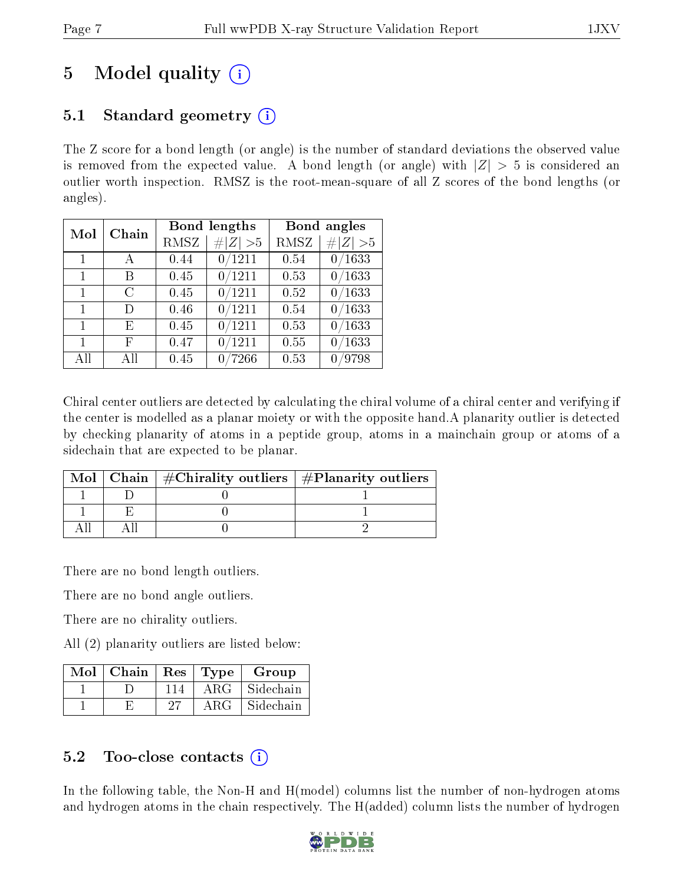# 5 Model quality (i)

## 5.1 Standard geometry (i)

The Z score for a bond length (or angle) is the number of standard deviations the observed value is removed from the expected value. A bond length (or angle) with $|Z| > 5$ is considered an outlier worth inspection. RMSZ is the root-mean-square of all Z scores of the bond lengths (or angles).

| Mol | Chain | Bond lengths | | Bond angles | |
|---|---|---|---|---|---|
| | | RMSZ | #$\|Z\|$ >5 | RMSZ | #$\|Z\|$ >5 |
| 1 | A | 0.44 | 0/1211 | 0.54 | 0/1633 |
| 1 | B | 0.45 | 0/1211 | 0.53 | 0/1633 |
| 1 | C | 0.45 | 0/1211 | 0.52 | 0/1633 |
| 1 | D | 0.46 | 0/1211 | 0.54 | 0/1633 |
| 1 | E | 0.45 | 0/1211 | 0.53 | 0/1633 |
| 1 | F | 0.47 | 0/1211 | 0.55 | 0/1633 |
| All | All | 0.45 | 0/7266 | 0.53 | 0/9798 |

Chiral center outliers are detected by calculating the chiral volume of a chiral center and verifying if the center is modelled as a planar moiety or with the opposite hand.A planarity outlier is detected by checking planarity of atoms in a peptide group, atoms in a mainchain group or atoms of a sidechain that are expected to be planar.

| Mol | Chain | #Chirality outliers | #Planarity outliers |
|---|---|---|---|
| 1 | D | 0 | 1 |
| 1 | E | 0 | 1 |
| All | All | 0 | 2 |

There are no bond length outliers.

There are no bond angle outliers.

There are no chirality outliers.

All (2) planarity outliers are listed below:

| Mol | Chain | Res | Type | Group |
|---|---|---|---|---|
| 1 | D | 114 | ARG | Sidechain |
| 1 | E | 27 | ARG | Sidechain |

## 5.2 Too-close contacts (i)

In the following table, the Non-H and H(model) columns list the number of non-hydrogen atoms and hydrogen atoms in the chain respectively. The H(added) column lists the number of hydrogen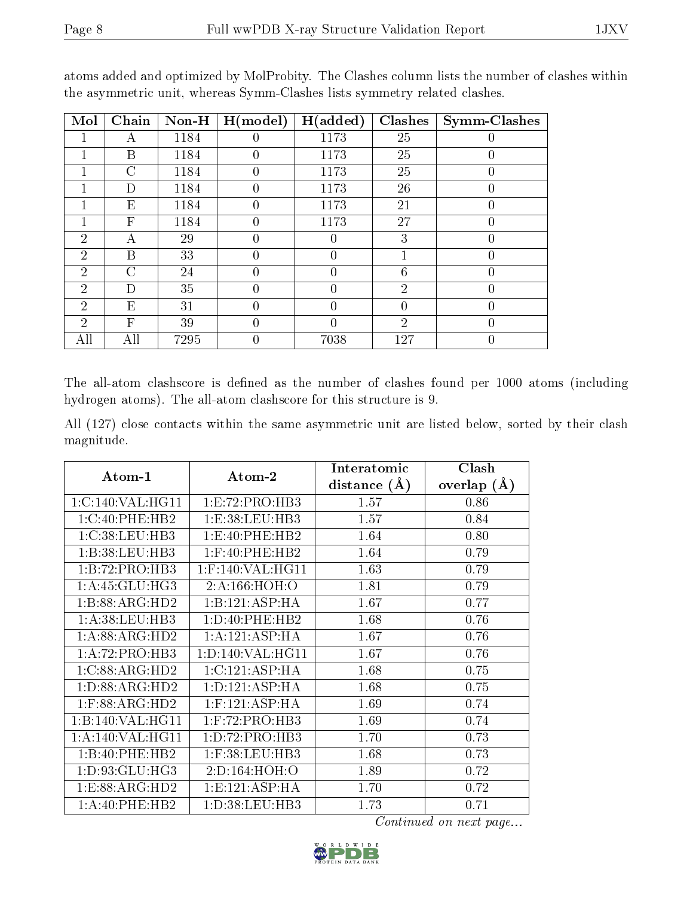atoms added and optimized by MolProbity. The Clashes column lists the number of clashes within the asymmetric unit, whereas Symm-Clashes lists symmetry related clashes.

| Mol | Chain | Non-H | H(model) | H(added) | Clashes | Symm-Clashes |
|---|---|---|---|---|---|---|
| 1 | A | 1184 | 0 | 1173 | 25 | 0 |
| 1 | B | 1184 | 0 | 1173 | 25 | 0 |
| 1 | C | 1184 | 0 | 1173 | 25 | 0 |
| 1 | D | 1184 | 0 | 1173 | 26 | 0 |
| 1 | E | 1184 | 0 | 1173 | 21 | 0 |
| 1 | F | 1184 | 0 | 1173 | 27 | 0 |
| 2 | A | 29 | 0 | 0 | 3 | 0 |
| 2 | B | 33 | 0 | 0 | 1 | 0 |
| 2 | C | 24 | 0 | 0 | 6 | 0 |
| 2 | D | 35 | 0 | 0 | 2 | 0 |
| 2 | E | 31 | 0 | 0 | 0 | 0 |
| 2 | F | 39 | 0 | 0 | 2 | 0 |
| All | All | 7295 | 0 | 7038 | 127 | 0 |

The all-atom clashscore is defined as the number of clashes found per 1000 atoms (including hydrogen atoms). The all-atom clashscore for this structure is 9.

All (127) close contacts within the same asymmetric unit are listed below, sorted by their clash magnitude.

| Atom-1 | Atom-2 | Interatomic distance (Å) | Clash overlap (Å) |
|---|---|---|---|
| 1:C:140:VAL:HG11 | 1:E:72:PRO:HB3 | 1.57 | 0.86 |
| 1:C:40:PHE:HB2 | 1:E:38:LEU:HB3 | 1.57 | 0.84 |
| 1:C:38:LEU:HB3 | 1:E:40:PHE:HB2 | 1.64 | 0.80 |
| 1:B:38:LEU:HB3 | 1:F:40:PHE:HB2 | 1.64 | 0.79 |
| 1:B:72:PRO:HB3 | 1:F:140:VAL:HG11 | 1.63 | 0.79 |
| 1:A:45:GLU:HG3 | 2:A:166:HOH:O | 1.81 | 0.79 |
| 1:B:88:ARG:HD2 | 1:B:121:ASP:HA | 1.67 | 0.77 |
| 1:A:38:LEU:HB3 | 1:D:40:PHE:HB2 | 1.68 | 0.76 |
| 1:A:88:ARG:HD2 | 1:A:121:ASP:HA | 1.67 | 0.76 |
| 1:A:72:PRO:HB3 | 1:D:140:VAL:HG11 | 1.67 | 0.76 |
| 1:C:88:ARG:HD2 | 1:C:121:ASP:HA | 1.68 | 0.75 |
| 1:D:88:ARG:HD2 | 1:D:121:ASP:HA | 1.68 | 0.75 |
| 1:F:88:ARG:HD2 | 1:F:121:ASP:HA | 1.69 | 0.74 |
| 1:B:140:VAL:HG11 | 1:F:72:PRO:HB3 | 1.69 | 0.74 |
| 1:A:140:VAL:HG11 | 1:D:72:PRO:HB3 | 1.70 | 0.73 |
| 1:B:40:PHE:HB2 | 1:F:38:LEU:HB3 | 1.68 | 0.73 |
| 1:D:93:GLU:HG3 | 2:D:164:HOH:O | 1.89 | 0.72 |
| 1:E:88:ARG:HD2 | 1:E:121:ASP:HA | 1.70 | 0.72 |
| 1:A:40:PHE:HB2 | 1:D:38:LEU:HB3 | 1.73 | 0.71 |

*Continued on next page...*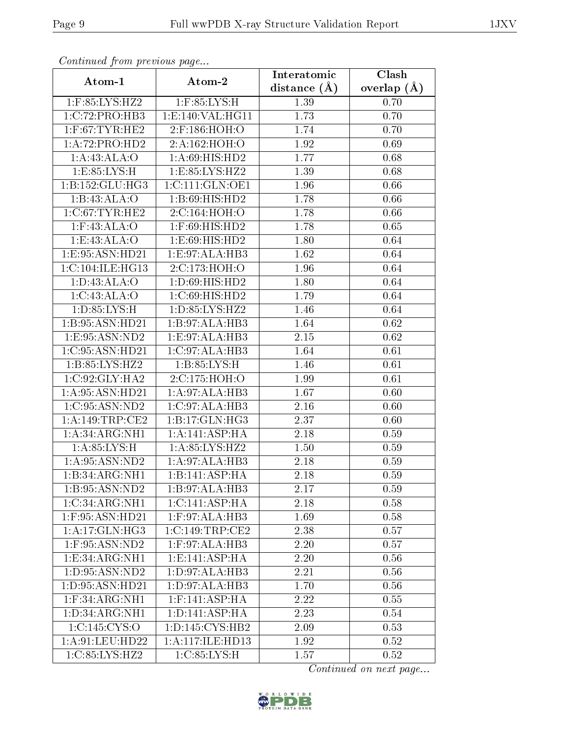*Continued from previous page...*

| Atom-1 | Atom-2 | Interatomic distance (Å) | Clash overlap (Å) |
| --- | --- | --- | --- |
| 1:F:85:LYS:HZ2 | 1:F:85:LYS:H | 1.39 | 0.70 |
| 1:C:72:PRO:HB3 | 1:E:140:VAL:HG11 | 1.73 | 0.70 |
| 1:F:67:TYR:HE2 | 2:F:186:HOH:O | 1.74 | 0.70 |
| 1:A:72:PRO:HD2 | 2:A:162:HOH:O | 1.92 | 0.69 |
| 1:A:43:ALA:O | 1:A:69:HIS:HD2 | 1.77 | 0.68 |
| 1:E:85:LYS:H | 1:E:85:LYS:HZ2 | 1.39 | 0.68 |
| 1:B:152:GLU:HG3 | 1:C:111:GLN:OE1 | 1.96 | 0.66 |
| 1:B:43:ALA:O | 1:B:69:HIS:HD2 | 1.78 | 0.66 |
| 1:C:67:TYR:HE2 | 2:C:164:HOH:O | 1.78 | 0.66 |
| 1:F:43:ALA:O | 1:F:69:HIS:HD2 | 1.78 | 0.65 |
| 1:E:43:ALA:O | 1:E:69:HIS:HD2 | 1.80 | 0.64 |
| 1:E:95:ASN:HD21 | 1:E:97:ALA:HB3 | 1.62 | 0.64 |
| 1:C:104:ILE:HG13 | 2:C:173:HOH:O | 1.96 | 0.64 |
| 1:D:43:ALA:O | 1:D:69:HIS:HD2 | 1.80 | 0.64 |
| 1:C:43:ALA:O | 1:C:69:HIS:HD2 | 1.79 | 0.64 |
| 1:D:85:LYS:H | 1:D:85:LYS:HZ2 | 1.46 | 0.64 |
| 1:B:95:ASN:HD21 | 1:B:97:ALA:HB3 | 1.64 | 0.62 |
| 1:E:95:ASN:ND2 | 1:E:97:ALA:HB3 | 2.15 | 0.62 |
| 1:C:95:ASN:HD21 | 1:C:97:ALA:HB3 | 1.64 | 0.61 |
| 1:B:85:LYS:HZ2 | 1:B:85:LYS:H | 1.46 | 0.61 |
| 1:C:92:GLY:HA2 | 2:C:175:HOH:O | 1.99 | 0.61 |
| 1:A:95:ASN:HD21 | 1:A:97:ALA:HB3 | 1.67 | 0.60 |
| 1:C:95:ASN:ND2 | 1:C:97:ALA:HB3 | 2.16 | 0.60 |
| 1:A:149:TRP:CE2 | 1:B:17:GLN:HG3 | 2.37 | 0.60 |
| 1:A:34:ARG:NH1 | 1:A:141:ASP:HA | 2.18 | 0.59 |
| 1:A:85:LYS:H | 1:A:85:LYS:HZ2 | 1.50 | 0.59 |
| 1:A:95:ASN:ND2 | 1:A:97:ALA:HB3 | 2.18 | 0.59 |
| 1:B:34:ARG:NH1 | 1:B:141:ASP:HA | 2.18 | 0.59 |
| 1:B:95:ASN:ND2 | 1:B:97:ALA:HB3 | 2.17 | 0.59 |
| 1:C:34:ARG:NH1 | 1:C:141:ASP:HA | 2.18 | 0.58 |
| 1:F:95:ASN:HD21 | 1:F:97:ALA:HB3 | 1.69 | 0.58 |
| 1:A:17:GLN:HG3 | 1:C:149:TRP:CE2 | 2.38 | 0.57 |
| 1:F:95:ASN:ND2 | 1:F:97:ALA:HB3 | 2.20 | 0.57 |
| 1:E:34:ARG:NH1 | 1:E:141:ASP:HA | 2.20 | 0.56 |
| 1:D:95:ASN:ND2 | 1:D:97:ALA:HB3 | 2.21 | 0.56 |
| 1:D:95:ASN:HD21 | 1:D:97:ALA:HB3 | 1.70 | 0.56 |
| 1:F:34:ARG:NH1 | 1:F:141:ASP:HA | 2.22 | 0.55 |
| 1:D:34:ARG:NH1 | 1:D:141:ASP:HA | 2.23 | 0.54 |
| 1:C:145:CYS:O | 1:D:145:CYS:HB2 | 2.09 | 0.53 |
| 1:A:91:LEU:HD22 | 1:A:117:ILE:HD13 | 1.92 | 0.52 |
| 1:C:85:LYS:HZ2 | 1:C:85:LYS:H | 1.57 | 0.52 |

*Continued on next page...*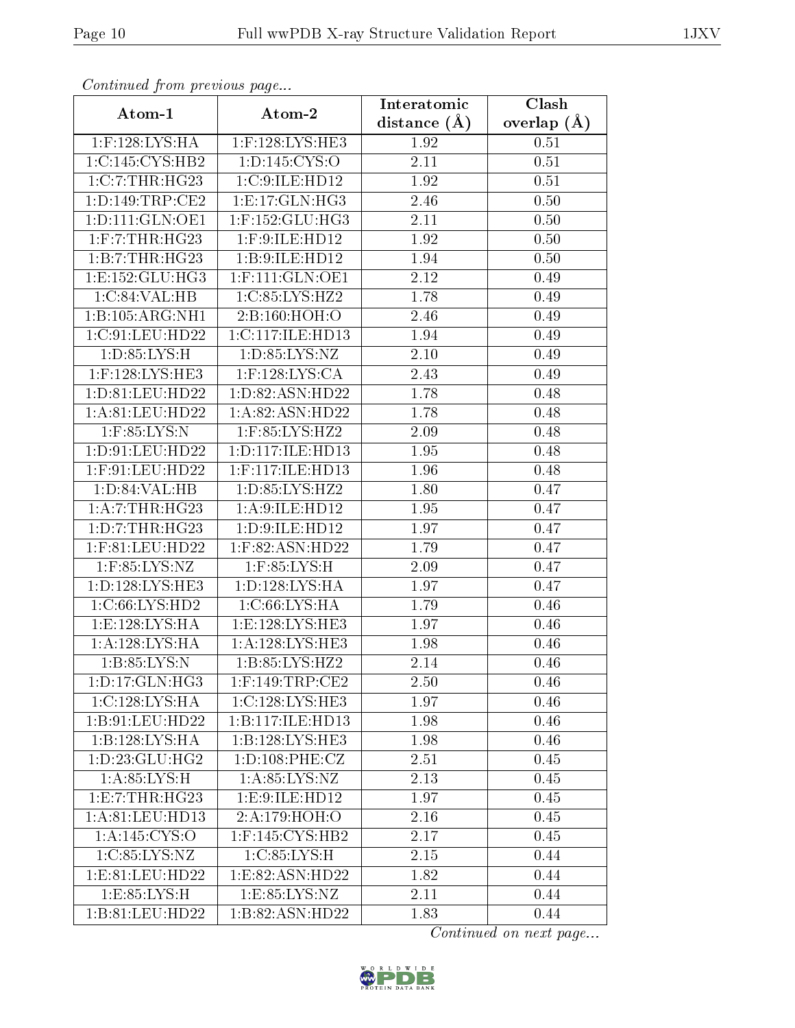*Continued from previous page...*

| Atom-1 | Atom-2 | Interatomic distance (Å) | Clash overlap (Å) |
|---|---|---|---|
| 1:F:128:LYS:HA | 1:F:128:LYS:HE3 | 1.92 | 0.51 |
| 1:C:145:CYS:HB2 | 1:D:145:CYS:O | 2.11 | 0.51 |
| 1:C:7:THR:HG23 | 1:C:9:ILE:HD12 | 1.92 | 0.51 |
| 1:D:149:TRP:CE2 | 1:E:17:GLN:HG3 | 2.46 | 0.50 |
| 1:D:111:GLN:OE1 | 1:F:152:GLU:HG3 | 2.11 | 0.50 |
| 1:F:7:THR:HG23 | 1:F:9:ILE:HD12 | 1.92 | 0.50 |
| 1:B:7:THR:HG23 | 1:B:9:ILE:HD12 | 1.94 | 0.50 |
| 1:E:152:GLU:HG3 | 1:F:111:GLN:OE1 | 2.12 | 0.49 |
| 1:C:84:VAL:HB | 1:C:85:LYS:HZ2 | 1.78 | 0.49 |
| 1:B:105:ARG:NH1 | 2:B:160:HOH:O | 2.46 | 0.49 |
| 1:C:91:LEU:HD22 | 1:C:117:ILE:HD13 | 1.94 | 0.49 |
| 1:D:85:LYS:H | 1:D:85:LYS:NZ | 2.10 | 0.49 |
| 1:F:128:LYS:HE3 | 1:F:128:LYS:CA | 2.43 | 0.49 |
| 1:D:81:LEU:HD22 | 1:D:82:ASN:HD22 | 1.78 | 0.48 |
| 1:A:81:LEU:HD22 | 1:A:82:ASN:HD22 | 1.78 | 0.48 |
| 1:F:85:LYS:N | 1:F:85:LYS:HZ2 | 2.09 | 0.48 |
| 1:D:91:LEU:HD22 | 1:D:117:ILE:HD13 | 1.95 | 0.48 |
| 1:F:91:LEU:HD22 | 1:F:117:ILE:HD13 | 1.96 | 0.48 |
| 1:D:84:VAL:HB | 1:D:85:LYS:HZ2 | 1.80 | 0.47 |
| 1:A:7:THR:HG23 | 1:A:9:ILE:HD12 | 1.95 | 0.47 |
| 1:D:7:THR:HG23 | 1:D:9:ILE:HD12 | 1.97 | 0.47 |
| 1:F:81:LEU:HD22 | 1:F:82:ASN:HD22 | 1.79 | 0.47 |
| 1:F:85:LYS:NZ | 1:F:85:LYS:H | 2.09 | 0.47 |
| 1:D:128:LYS:HE3 | 1:D:128:LYS:HA | 1.97 | 0.47 |
| 1:C:66:LYS:HD2 | 1:C:66:LYS:HA | 1.79 | 0.46 |
| 1:E:128:LYS:HA | 1:E:128:LYS:HE3 | 1.97 | 0.46 |
| 1:A:128:LYS:HA | 1:A:128:LYS:HE3 | 1.98 | 0.46 |
| 1:B:85:LYS:N | 1:B:85:LYS:HZ2 | 2.14 | 0.46 |
| 1:D:17:GLN:HG3 | 1:F:149:TRP:CE2 | 2.50 | 0.46 |
| 1:C:128:LYS:HA | 1:C:128:LYS:HE3 | 1.97 | 0.46 |
| 1:B:91:LEU:HD22 | 1:B:117:ILE:HD13 | 1.98 | 0.46 |
| 1:B:128:LYS:HA | 1:B:128:LYS:HE3 | 1.98 | 0.46 |
| 1:D:23:GLU:HG2 | 1:D:108:PHE:CZ | 2.51 | 0.45 |
| 1:A:85:LYS:H | 1:A:85:LYS:NZ | 2.13 | 0.45 |
| 1:E:7:THR:HG23 | 1:E:9:ILE:HD12 | 1.97 | 0.45 |
| 1:A:81:LEU:HD13 | 2:A:179:HOH:O | 2.16 | 0.45 |
| 1:A:145:CYS:O | 1:F:145:CYS:HB2 | 2.17 | 0.45 |
| 1:C:85:LYS:NZ | 1:C:85:LYS:H | 2.15 | 0.44 |
| 1:E:81:LEU:HD22 | 1:E:82:ASN:HD22 | 1.82 | 0.44 |
| 1:E:85:LYS:H | 1:E:85:LYS:NZ | 2.11 | 0.44 |
| 1:B:81:LEU:HD22 | 1:B:82:ASN:HD22 | 1.83 | 0.44 |

*Continued on next page...*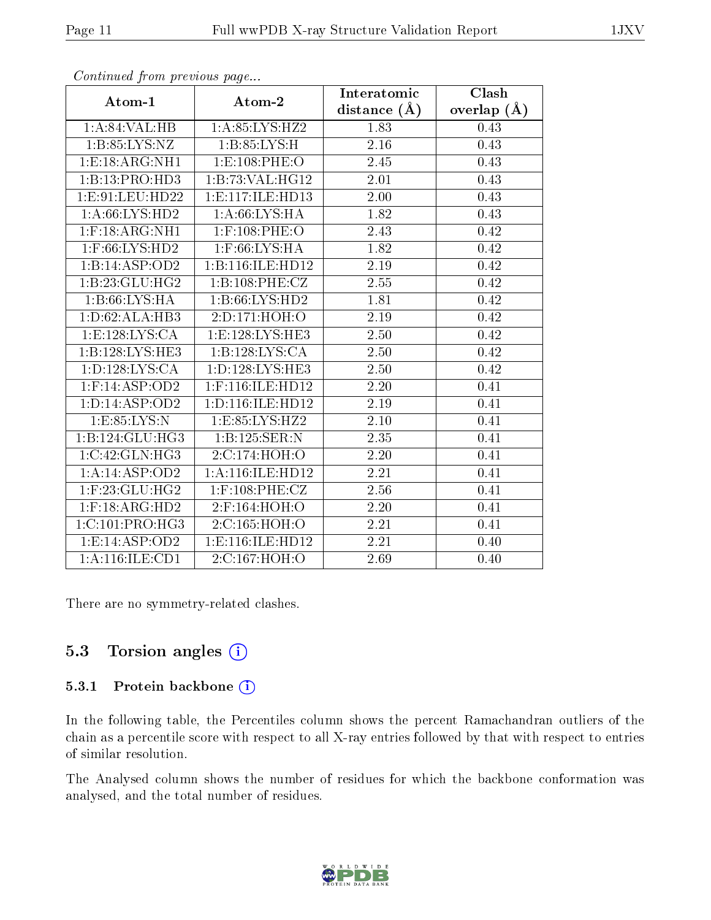*Continued from previous page...*

| Atom-1 | Atom-2 | Interatomic distance (Å) | Clash overlap (Å) |
|---|---|---|---|
| 1:A:84:VAL:HB | 1:A:85:LYS:HZ2 | 1.83 | 0.43 |
| 1:B:85:LYS:NZ | 1:B:85:LYS:H | 2.16 | 0.43 |
| 1:E:18:ARG:NH1 | 1:E:108:PHE:O | 2.45 | 0.43 |
| 1:B:13:PRO:HD3 | 1:B:73:VAL:HG12 | 2.01 | 0.43 |
| 1:E:91:LEU:HD22 | 1:E:117:ILE:HD13 | 2.00 | 0.43 |
| 1:A:66:LYS:HD2 | 1:A:66:LYS:HA | 1.82 | 0.43 |
| 1:F:18:ARG:NH1 | 1:F:108:PHE:O | 2.43 | 0.42 |
| 1:F:66:LYS:HD2 | 1:F:66:LYS:HA | 1.82 | 0.42 |
| 1:B:14:ASP:OD2 | 1:B:116:ILE:HD12 | 2.19 | 0.42 |
| 1:B:23:GLU:HG2 | 1:B:108:PHE:CZ | 2.55 | 0.42 |
| 1:B:66:LYS:HA | 1:B:66:LYS:HD2 | 1.81 | 0.42 |
| 1:D:62:ALA:HB3 | 2:D:171:HOH:O | 2.19 | 0.42 |
| 1:E:128:LYS:CA | 1:E:128:LYS:HE3 | 2.50 | 0.42 |
| 1:B:128:LYS:HE3 | 1:B:128:LYS:CA | 2.50 | 0.42 |
| 1:D:128:LYS:CA | 1:D:128:LYS:HE3 | 2.50 | 0.42 |
| 1:F:14:ASP:OD2 | 1:F:116:ILE:HD12 | 2.20 | 0.41 |
| 1:D:14:ASP:OD2 | 1:D:116:ILE:HD12 | 2.19 | 0.41 |
| 1:E:85:LYS:N | 1:E:85:LYS:HZ2 | 2.10 | 0.41 |
| 1:B:124:GLU:HG3 | 1:B:125:SER:N | 2.35 | 0.41 |
| 1:C:42:GLN:HG3 | 2:C:174:HOH:O | 2.20 | 0.41 |
| 1:A:14:ASP:OD2 | 1:A:116:ILE:HD12 | 2.21 | 0.41 |
| 1:F:23:GLU:HG2 | 1:F:108:PHE:CZ | 2.56 | 0.41 |
| 1:F:18:ARG:HD2 | 2:F:164:HOH:O | 2.20 | 0.41 |
| 1:C:101:PRO:HG3 | 2:C:165:HOH:O | 2.21 | 0.41 |
| 1:E:14:ASP:OD2 | 1:E:116:ILE:HD12 | 2.21 | 0.40 |
| 1:A:116:ILE:CD1 | 2:C:167:HOH:O | 2.69 | 0.40 |

There are no symmetry-related clashes.

## 5.3 Torsion angles

### 5.3.1 Protein backbone

In the following table, the Percentiles column shows the percent Ramachandran outliers of the chain as a percentile score with respect to all X-ray entries followed by that with respect to entries of similar resolution.

The Analysed column shows the number of residues for which the backbone conformation was analysed, and the total number of residues.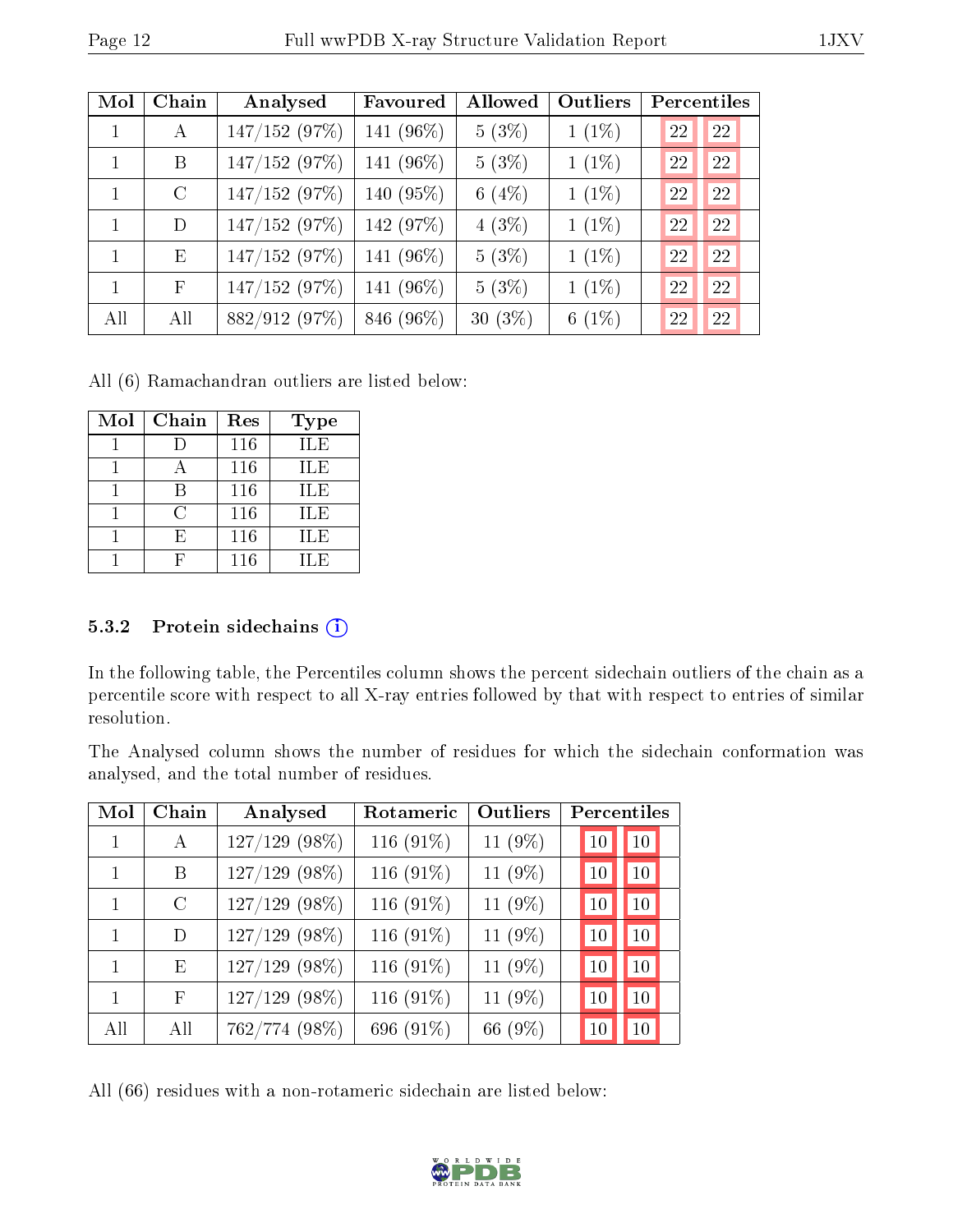| Mol | Chain | Analysed | Favoured | Allowed | Outliers | Percentiles | |
|---|---|---|---|---|---|---|---|
| 1 | A | 147/152 (97%) | 141 (96%) | 5 (3%) | 1 (1%) | 22 | 22 |
| 1 | B | 147/152 (97%) | 141 (96%) | 5 (3%) | 1 (1%) | 22 | 22 |
| 1 | C | 147/152 (97%) | 140 (95%) | 6 (4%) | 1 (1%) | 22 | 22 |
| 1 | D | 147/152 (97%) | 142 (97%) | 4 (3%) | 1 (1%) | 22 | 22 |
| 1 | E | 147/152 (97%) | 141 (96%) | 5 (3%) | 1 (1%) | 22 | 22 |
| 1 | F | 147/152 (97%) | 141 (96%) | 5 (3%) | 1 (1%) | 22 | 22 |
| All | All | 882/912 (97%) | 846 (96%) | 30 (3%) | 6 (1%) | 22 | 22 |

All (6) Ramachandran outliers are listed below:

| Mol | Chain | Res | Type |
|---|---|---|---|
| 1 | D | 116 | ILE |
| 1 | A | 116 | ILE |
| 1 | B | 116 | ILE |
| 1 | C | 116 | ILE |
| 1 | E | 116 | ILE |
| 1 | F | 116 | ILE |

### 5.3.2 Protein sidechains

In the following table, the Percentiles column shows the percent sidechain outliers of the chain as a percentile score with respect to all X-ray entries followed by that with respect to entries of similar resolution.

The Analysed column shows the number of residues for which the sidechain conformation was analysed, and the total number of residues.

| Mol | Chain | Analysed | Rotameric | Outliers | Percentiles | |
|---|---|---|---|---|---|---|
| 1 | A | 127/129 (98%) | 116 (91%) | 11 (9%) | 10 | 10 |
| 1 | B | 127/129 (98%) | 116 (91%) | 11 (9%) | 10 | 10 |
| 1 | C | 127/129 (98%) | 116 (91%) | 11 (9%) | 10 | 10 |
| 1 | D | 127/129 (98%) | 116 (91%) | 11 (9%) | 10 | 10 |
| 1 | E | 127/129 (98%) | 116 (91%) | 11 (9%) | 10 | 10 |
| 1 | F | 127/129 (98%) | 116 (91%) | 11 (9%) | 10 | 10 |
| All | All | 762/774 (98%) | 696 (91%) | 66 (9%) | 10 | 10 |

All (66) residues with a non-rotameric sidechain are listed below: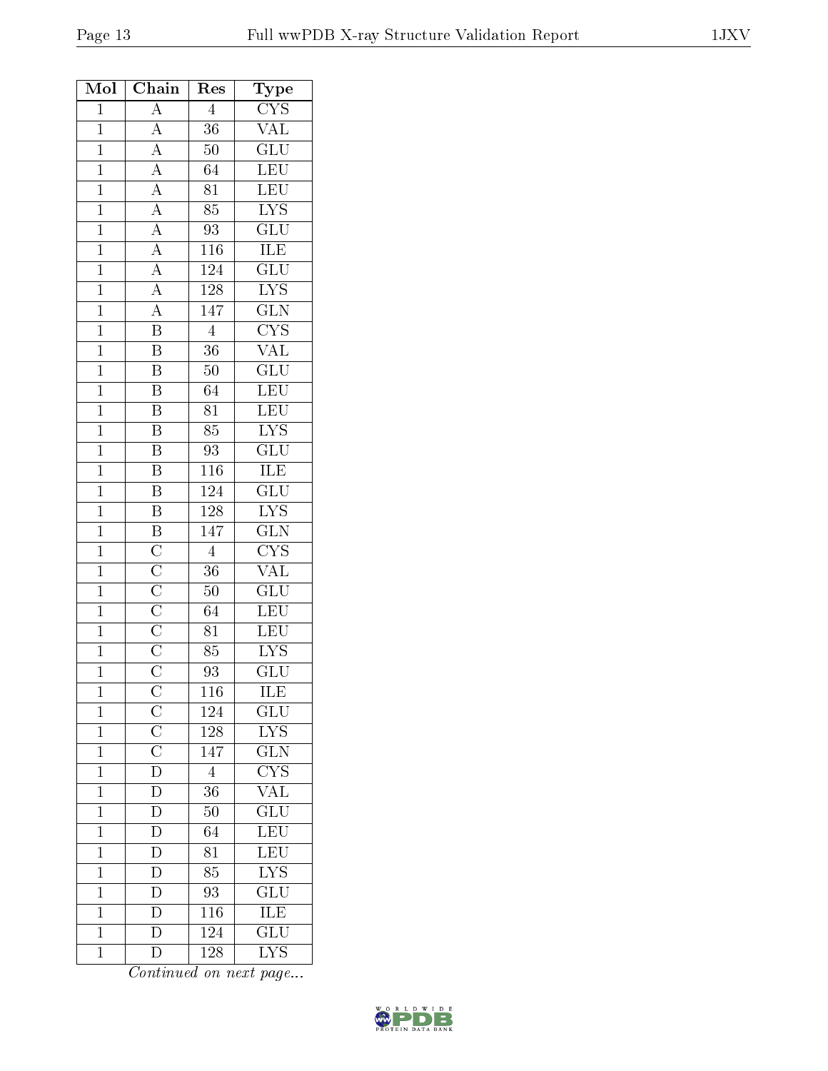| Mol | Chain | Res | Type |
|---|---|---|---|
| 1 | A | 4 | CYS |
| 1 | A | 36 | VAL |
| 1 | A | 50 | GLU |
| 1 | A | 64 | LEU |
| 1 | A | 81 | LEU |
| 1 | A | 85 | LYS |
| 1 | A | 93 | GLU |
| 1 | A | 116 | ILE |
| 1 | A | 124 | GLU |
| 1 | A | 128 | LYS |
| 1 | A | 147 | GLN |
| 1 | B | 4 | CYS |
| 1 | B | 36 | VAL |
| 1 | B | 50 | GLU |
| 1 | B | 64 | LEU |
| 1 | B | 81 | LEU |
| 1 | B | 85 | LYS |
| 1 | B | 93 | GLU |
| 1 | B | 116 | ILE |
| 1 | B | 124 | GLU |
| 1 | B | 128 | LYS |
| 1 | B | 147 | GLN |
| 1 | C | 4 | CYS |
| 1 | C | 36 | VAL |
| 1 | C | 50 | GLU |
| 1 | C | 64 | LEU |
| 1 | C | 81 | LEU |
| 1 | C | 85 | LYS |
| 1 | C | 93 | GLU |
| 1 | C | 116 | ILE |
| 1 | C | 124 | GLU |
| 1 | C | 128 | LYS |
| 1 | C | 147 | GLN |
| 1 | D | 4 | CYS |
| 1 | D | 36 | VAL |
| 1 | D | 50 | GLU |
| 1 | D | 64 | LEU |
| 1 | D | 81 | LEU |
| 1 | D | 85 | LYS |
| 1 | D | 93 | GLU |
| 1 | D | 116 | ILE |
| 1 | D | 124 | GLU |
| 1 | D | 128 | LYS |

*Continued on next page...*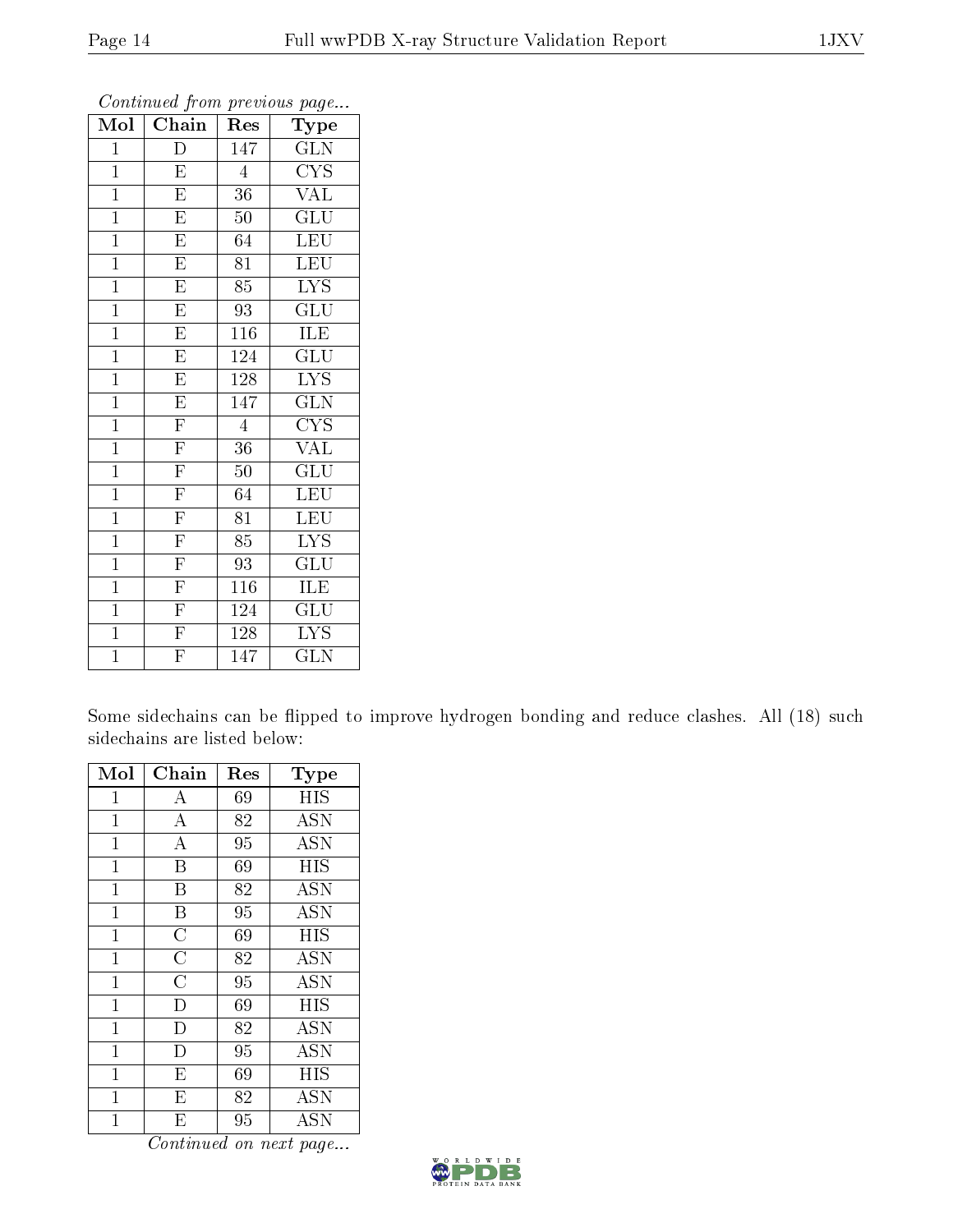*Continued from previous page...*

| Mol | Chain | Res | Type |
|---|---|---|---|
| 1 | D | 147 | GLN |
| 1 | E | 4 | CYS |
| 1 | E | 36 | VAL |
| 1 | E | 50 | GLU |
| 1 | E | 64 | LEU |
| 1 | E | 81 | LEU |
| 1 | E | 85 | LYS |
| 1 | E | 93 | GLU |
| 1 | E | 116 | ILE |
| 1 | E | 124 | GLU |
| 1 | E | 128 | LYS |
| 1 | E | 147 | GLN |
| 1 | F | 4 | CYS |
| 1 | F | 36 | VAL |
| 1 | F | 50 | GLU |
| 1 | F | 64 | LEU |
| 1 | F | 81 | LEU |
| 1 | F | 85 | LYS |
| 1 | F | 93 | GLU |
| 1 | F | 116 | ILE |
| 1 | F | 124 | GLU |
| 1 | F | 128 | LYS |
| 1 | F | 147 | GLN |

Some sidechains can be flipped to improve hydrogen bonding and reduce clashes. All (18) such sidechains are listed below:

| Mol | Chain | Res | Type |
|---|---|---|---|
| 1 | A | 69 | HIS |
| 1 | A | 82 | ASN |
| 1 | A | 95 | ASN |
| 1 | B | 69 | HIS |
| 1 | B | 82 | ASN |
| 1 | B | 95 | ASN |
| 1 | C | 69 | HIS |
| 1 | C | 82 | ASN |
| 1 | C | 95 | ASN |
| 1 | D | 69 | HIS |
| 1 | D | 82 | ASN |
| 1 | D | 95 | ASN |
| 1 | E | 69 | HIS |
| 1 | E | 82 | ASN |
| 1 | E | 95 | ASN |

*Continued on next page...*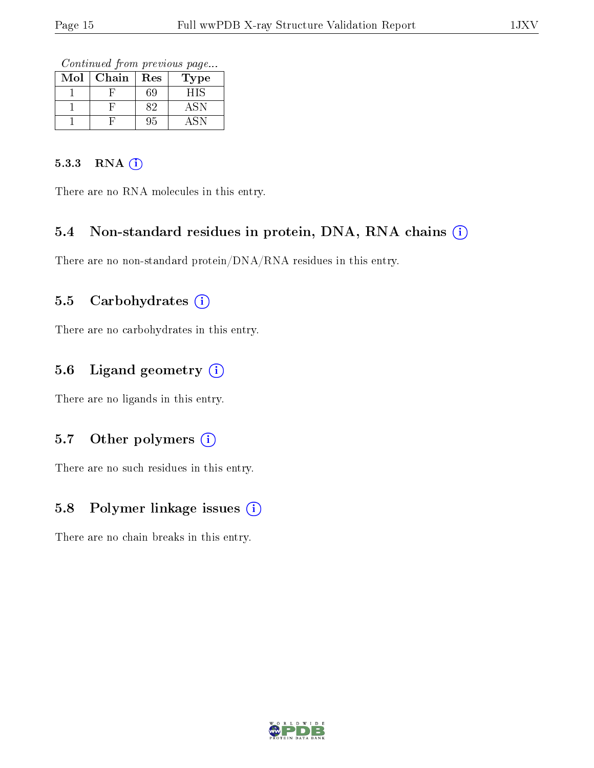*Continued from previous page...*

| Mol | Chain | Res | Type |
|---|---|---|---|
| 1 | F | 69 | HIS |
| 1 | F | 82 | ASN |
| 1 | F | 95 | ASN |

#### 5.3.3 RNA (i)

There are no RNA molecules in this entry.

### 5.4 Non-standard residues in protein, DNA, RNA chains (i)

There are no non-standard protein/DNA/RNA residues in this entry.

### 5.5 Carbohydrates (i)

There are no carbohydrates in this entry.

### 5.6 Ligand geometry (i)

There are no ligands in this entry.

### 5.7 Other polymers (i)

There are no such residues in this entry.

### 5.8 Polymer linkage issues (i)

There are no chain breaks in this entry.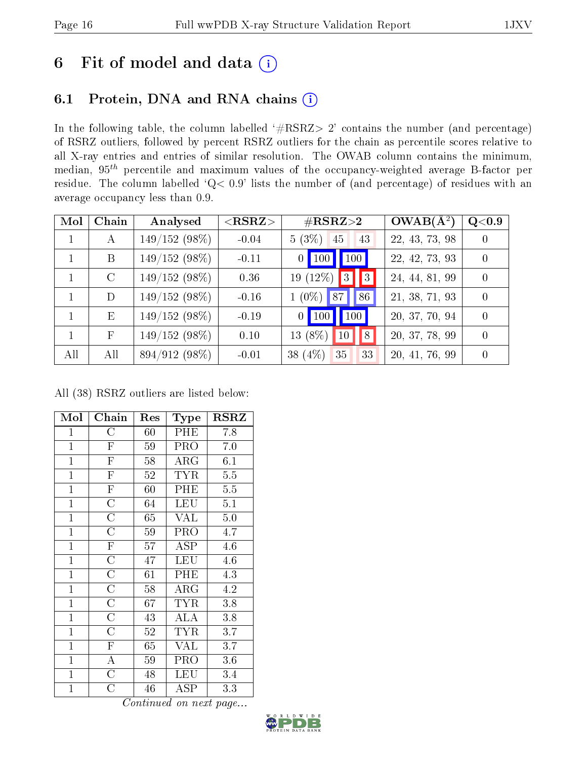# 6 Fit of model and data (i)

## 6.1 Protein, DNA and RNA chains (i)

In the following table, the column labelled '#RSRZ> 2' contains the number (and percentage) of RSRZ outliers, followed by percent RSRZ outliers for the chain as percentile scores relative to all X-ray entries and entries of similar resolution. The OWAB column contains the minimum, median, $95^{th}$ percentile and maximum values of the occupancy-weighted average B-factor per residue. The column labelled 'Q< 0.9' lists the number of (and percentage) of residues with an average occupancy less than 0.9.

| Mol | Chain | Analysed | <RSRZ> | #RSRZ>2 | | | OWAB(Å$^2$) | Q<0.9 |
|---|---|---|---|---|---|---|---|---|
| 1 | A | 149/152 (98%) | -0.04 | 5 (3%) | 45 | 43 | 22, 43, 73, 98 | 0 |
| 1 | B | 149/152 (98%) | -0.11 | 0 | 100 | 100 | 22, 42, 73, 93 | 0 |
| 1 | C | 149/152 (98%) | 0.36 | 19 (12%) | 3 | 3 | 24, 44, 81, 99 | 0 |
| 1 | D | 149/152 (98%) | -0.16 | 1 (0%) | 87 | 86 | 21, 38, 71, 93 | 0 |
| 1 | E | 149/152 (98%) | -0.19 | 0 | 100 | 100 | 20, 37, 70, 94 | 0 |
| 1 | F | 149/152 (98%) | 0.10 | 13 (8%) | 10 | 8 | 20, 37, 78, 99 | 0 |
| All | All | 894/912 (98%) | -0.01 | 38 (4%) | 35 | 33 | 20, 41, 76, 99 | 0 |

All (38) RSRZ outliers are listed below:

| Mol | Chain | Res | Type | RSRZ |
|---|---|---|---|---|
| 1 | C | 60 | PHE | 7.8 |
| 1 | F | 59 | PRO | 7.0 |
| 1 | F | 58 | ARG | 6.1 |
| 1 | F | 52 | TYR | 5.5 |
| 1 | F | 60 | PHE | 5.5 |
| 1 | C | 64 | LEU | 5.1 |
| 1 | C | 65 | VAL | 5.0 |
| 1 | C | 59 | PRO | 4.7 |
| 1 | F | 57 | ASP | 4.6 |
| 1 | C | 47 | LEU | 4.6 |
| 1 | C | 61 | PHE | 4.3 |
| 1 | C | 58 | ARG | 4.2 |
| 1 | C | 67 | TYR | 3.8 |
| 1 | C | 43 | ALA | 3.8 |
| 1 | C | 52 | TYR | 3.7 |
| 1 | F | 65 | VAL | 3.7 |
| 1 | A | 59 | PRO | 3.6 |
| 1 | C | 48 | LEU | 3.4 |
| 1 | C | 46 | ASP | 3.3 |

*Continued on next page...*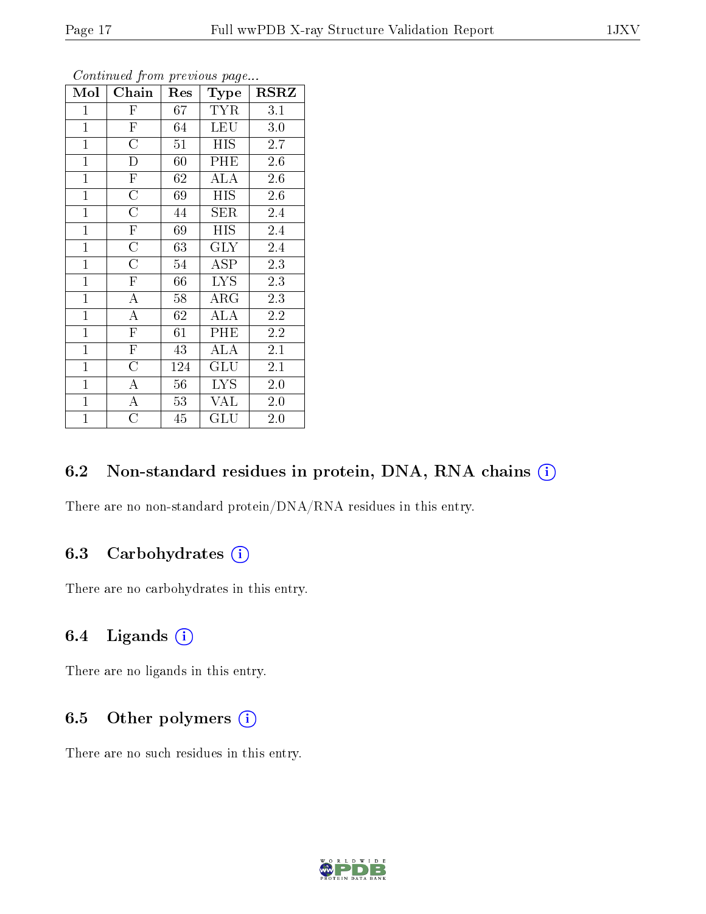*Continued from previous page...*

| Mol | Chain | Res | Type | RSRZ |
|---|---|---|---|---|
| 1 | F | 67 | TYR | 3.1 |
| 1 | F | 64 | LEU | 3.0 |
| 1 | C | 51 | HIS | 2.7 |
| 1 | D | 60 | PHE | 2.6 |
| 1 | F | 62 | ALA | 2.6 |
| 1 | C | 69 | HIS | 2.6 |
| 1 | C | 44 | SER | 2.4 |
| 1 | F | 69 | HIS | 2.4 |
| 1 | C | 63 | GLY | 2.4 |
| 1 | C | 54 | ASP | 2.3 |
| 1 | F | 66 | LYS | 2.3 |
| 1 | A | 58 | ARG | 2.3 |
| 1 | A | 62 | ALA | 2.2 |
| 1 | F | 61 | PHE | 2.2 |
| 1 | F | 43 | ALA | 2.1 |
| 1 | C | 124 | GLU | 2.1 |
| 1 | A | 56 | LYS | 2.0 |
| 1 | A | 53 | VAL | 2.0 |
| 1 | C | 45 | GLU | 2.0 |

## 6.2 Non-standard residues in protein, DNA, RNA chains (i)

There are no non-standard protein/DNA/RNA residues in this entry.

## 6.3 Carbohydrates (i)

There are no carbohydrates in this entry.

## 6.4 Ligands (i)

There are no ligands in this entry.

## 6.5 Other polymers (i)

There are no such residues in this entry.